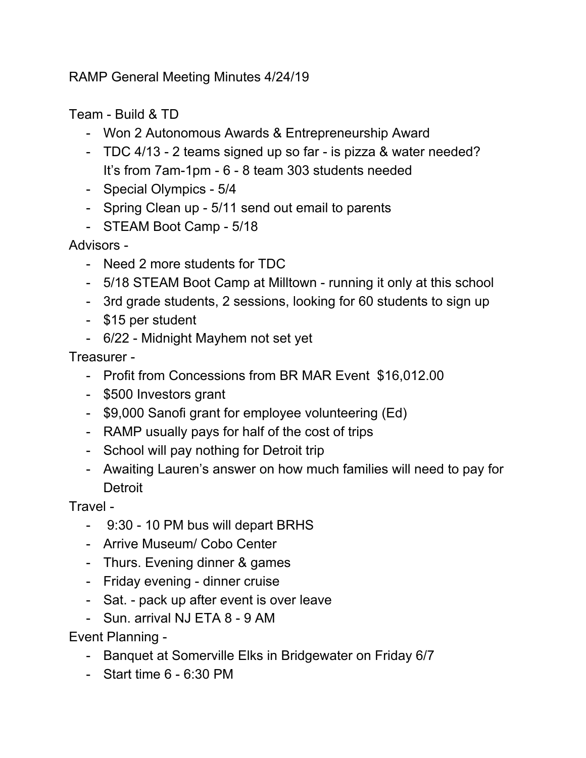RAMP General Meeting Minutes 4/24/19

Team - Build & TD

- Won 2 Autonomous Awards & Entrepreneurship Award
- TDC 4/13 - 2 teams signed up so far - is pizza & water needed? It's from 7am-1pm - 6 - 8 team 303 students needed
- Special Olympics - 5/4
- Spring Clean up - 5/11 send out email to parents
- STEAM Boot Camp - 5/18

Advisors -

- Need 2 more students for TDC
- 5/18 STEAM Boot Camp at Milltown - running it only at this school
- 3rd grade students, 2 sessions, looking for 60 students to sign up
- $15 per student
- 6/22 - Midnight Mayhem not set yet

Treasurer -

- Profit from Concessions from BR MAR Event $16,012.00
- $500 Investors grant
- $9,000 Sanofi grant for employee volunteering (Ed)
- RAMP usually pays for half of the cost of trips
- School will pay nothing for Detroit trip
- Awaiting Lauren's answer on how much families will need to pay for Detroit

Travel -

- 9:30 - 10 PM bus will depart BRHS
- Arrive Museum/ Cobo Center
- Thurs. Evening dinner & games
- Friday evening - dinner cruise
- Sat. - pack up after event is over leave
- Sun. arrival NJ ETA 8 - 9 AM

Event Planning -

- Banquet at Somerville Elks in Bridgewater on Friday 6/7
- Start time 6 - 6:30 PM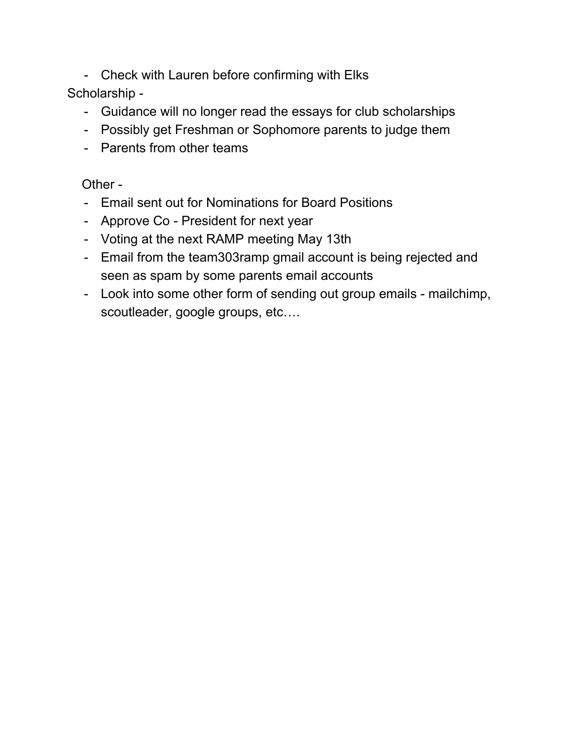- Check with Lauren before confirming with Elks

Scholarship -

- Guidance will no longer read the essays for club scholarships
- Possibly get Freshman or Sophomore parents to judge them
- Parents from other teams

Other -

- Email sent out for Nominations for Board Positions
- Approve Co - President for next year
- Voting at the next RAMP meeting May 13th
- Email from the team303ramp gmail account is being rejected and seen as spam by some parents email accounts
- Look into some other form of sending out group emails - mailchimp, scoutleader, google groups, etc….